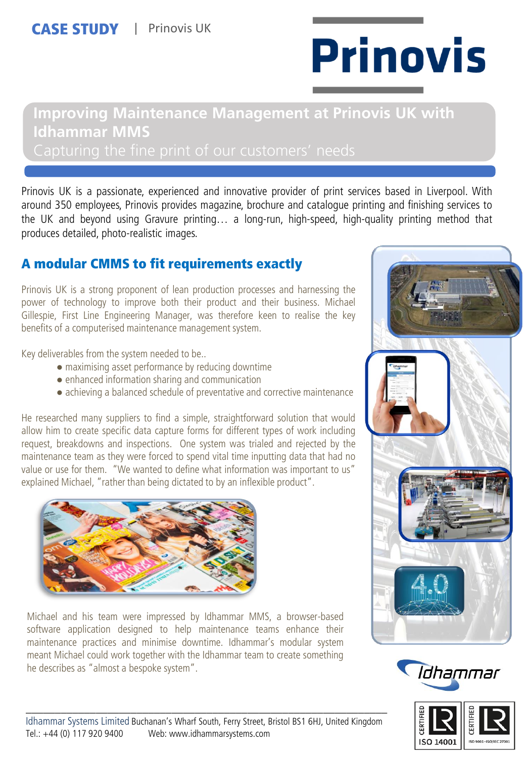CASE STUDY | Prinovis UK

# Improving Maintenance Management at Prinovis UK with Idhammar MMS

Capturing the fine print of our customers' needs

Prinovis UK is a passionate, experienced and innovative provider of print services based in Liverpool. With around 350 employees, Prinovis provides magazine, brochure and catalogue printing and finishing services to the UK and beyond using Gravure printing… a long-run, high-speed, high-quality printing method that produces detailed, photo-realistic images.

## A modular CMMS to fit requirements exactly

Prinovis UK is a strong proponent of lean production processes and harnessing the power of technology to improve both their product and their business. Michael Gillespie, First Line Engineering Manager, was therefore keen to realise the key benefits of a computerised maintenance management system.

Key deliverables from the system needed to be..

- maximising asset performance by reducing downtime
- enhanced information sharing and communication
- achieving a balanced schedule of preventative and corrective maintenance

He researched many suppliers to find a simple, straightforward solution that would allow him to create specific data capture forms for different types of work including request, breakdowns and inspections. One system was trialed and rejected by the maintenance team as they were forced to spend vital time inputting data that had no value or use for them. "We wanted to define what information was important to us" explained Michael, "rather than being dictated to by an inflexible product".

Michael and his team were impressed by Idhammar MMS, a browser-based software application designed to help maintenance teams enhance their maintenance practices and minimise downtime. Idhammar's modular system meant Michael could work together with the Idhammar team to create something he describes as "almost a bespoke system".

Idhammar Systems Limited Buchanan's Wharf South, Ferry Street, Bristol BS1 6HJ, United Kingdom
Tel.: +44 (0) 117 920 9400 Web: www.idhammarsystems.com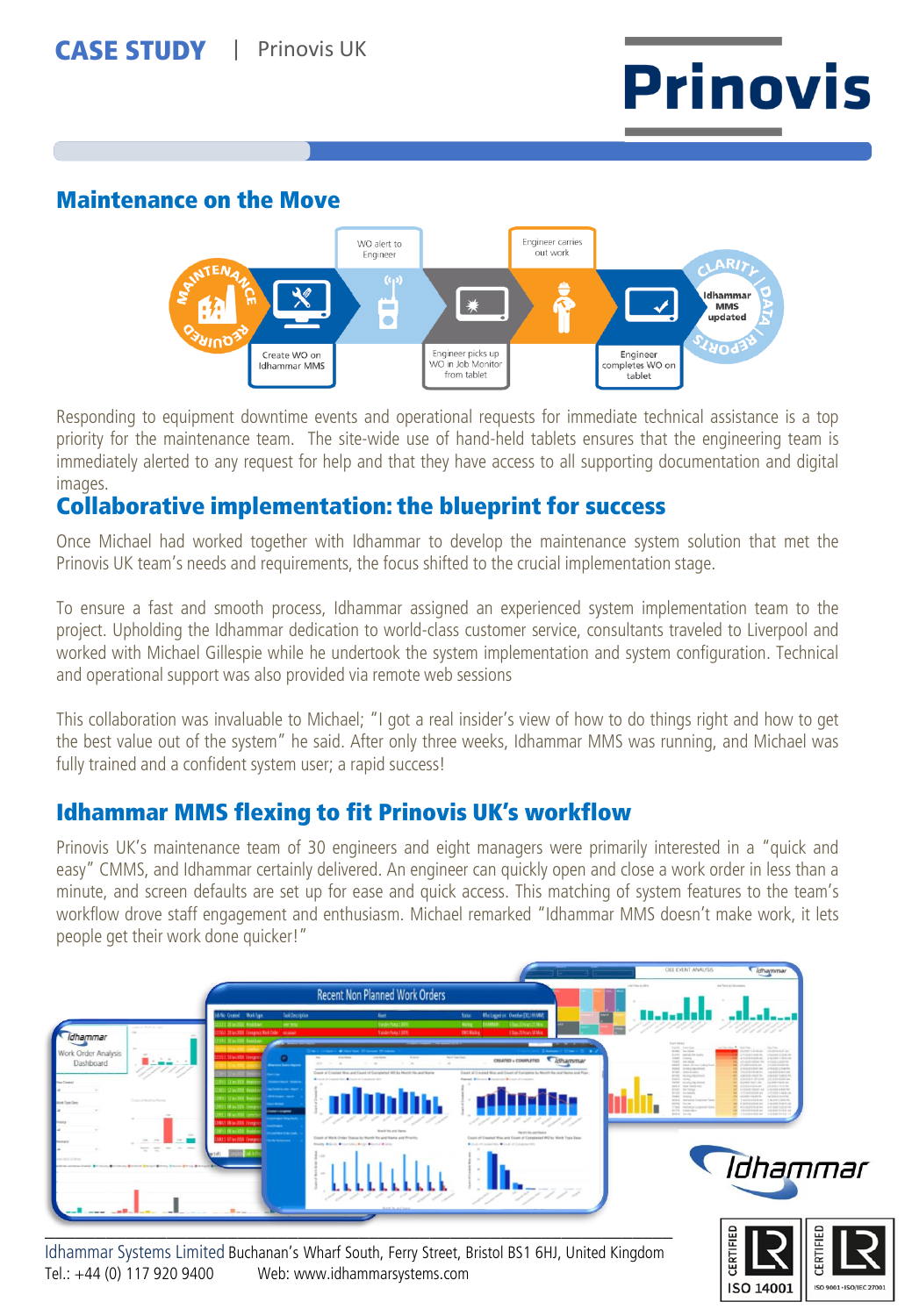## Maintenance on the Move

Responding to equipment downtime events and operational requests for immediate technical assistance is a top priority for the maintenance team. The site-wide use of hand-held tablets ensures that the engineering team is immediately alerted to any request for help and that they have access to all supporting documentation and digital images.

## Collaborative implementation: the blueprint for success

Once Michael had worked together with Idhammar to develop the maintenance system solution that met the Prinovis UK team's needs and requirements, the focus shifted to the crucial implementation stage.

To ensure a fast and smooth process, Idhammar assigned an experienced system implementation team to the project. Upholding the Idhammar dedication to world-class customer service, consultants traveled to Liverpool and worked with Michael Gillespie while he undertook the system implementation and system configuration. Technical and operational support was also provided via remote web sessions

This collaboration was invaluable to Michael; "I got a real insider's view of how to do things right and how to get the best value out of the system" he said. After only three weeks, Idhammar MMS was running, and Michael was fully trained and a confident system user; a rapid success!

## Idhammar MMS flexing to fit Prinovis UK's workflow

Prinovis UK's maintenance team of 30 engineers and eight managers were primarily interested in a "quick and easy" CMMS, and Idhammar certainly delivered. An engineer can quickly open and close a work order in less than a minute, and screen defaults are set up for ease and quick access. This matching of system features to the team's workflow drove staff engagement and enthusiasm. Michael remarked "Idhammar MMS doesn't make work, it lets people get their work done quicker!"

Idhammar Systems Limited Buchanan's Wharf South, Ferry Street, Bristol BS1 6HJ, United Kingdom
Tel.: +44 (0) 117 920 9400 Web: www.idhammarsystems.com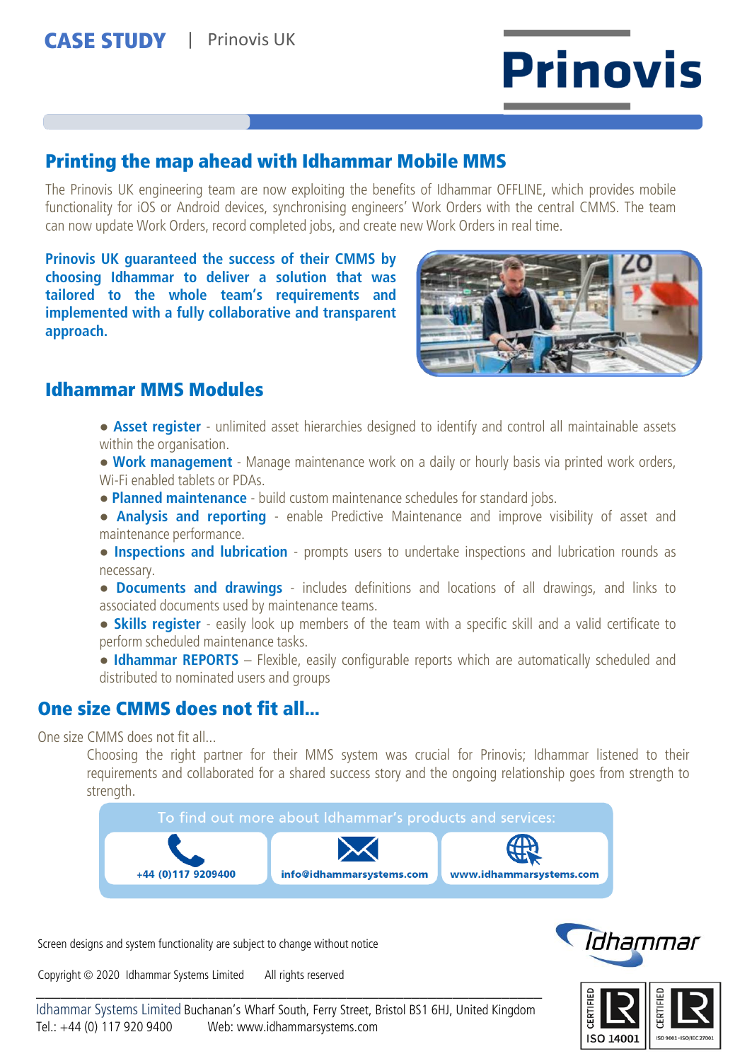**CASE STUDY** | Prinovis UK

## Printing the map ahead with Idhammar Mobile MMS

The Prinovis UK engineering team are now exploiting the benefits of Idhammar OFFLINE, which provides mobile functionality for iOS or Android devices, synchronising engineers' Work Orders with the central CMMS. The team can now update Work Orders, record completed jobs, and create new Work Orders in real time.

**Prinovis UK guaranteed the success of their CMMS by choosing Idhammar to deliver a solution that was tailored to the whole team's requirements and implemented with a fully collaborative and transparent approach.**

## Idhammar MMS Modules

- **Asset register** - unlimited asset hierarchies designed to identify and control all maintainable assets within the organisation.
- **Work management** - Manage maintenance work on a daily or hourly basis via printed work orders, Wi-Fi enabled tablets or PDAs.
- **Planned maintenance** - build custom maintenance schedules for standard jobs.
- **Analysis and reporting** - enable Predictive Maintenance and improve visibility of asset and maintenance performance.
- **Inspections and lubrication** - prompts users to undertake inspections and lubrication rounds as necessary.
- **Documents and drawings** - includes definitions and locations of all drawings, and links to associated documents used by maintenance teams.
- **Skills register** - easily look up members of the team with a specific skill and a valid certificate to perform scheduled maintenance tasks.
- **Idhammar REPORTS** – Flexible, easily configurable reports which are automatically scheduled and distributed to nominated users and groups

## One size CMMS does not fit all...

One size CMMS does not fit all...

Choosing the right partner for their MMS system was crucial for Prinovis; Idhammar listened to their requirements and collaborated for a shared success story and the ongoing relationship goes from strength to strength.

To find out more about Idhammar's products and services:

+44 (0)117 9209400 | info@idhammarsystems.com | www.idhammarsystems.com

Screen designs and system functionality are subject to change without notice

Copyright © 2020 Idhammar Systems Limited All rights reserved

Idhammar Systems Limited Buchanan's Wharf South, Ferry Street, Bristol BS1 6HJ, United Kingdom
Tel.: +44 (0) 117 920 9400 Web: www.idhammarsystems.com

CERTIFIED ISO 14001 | CERTIFIED ISO 9001 - ISO/IEC 27001